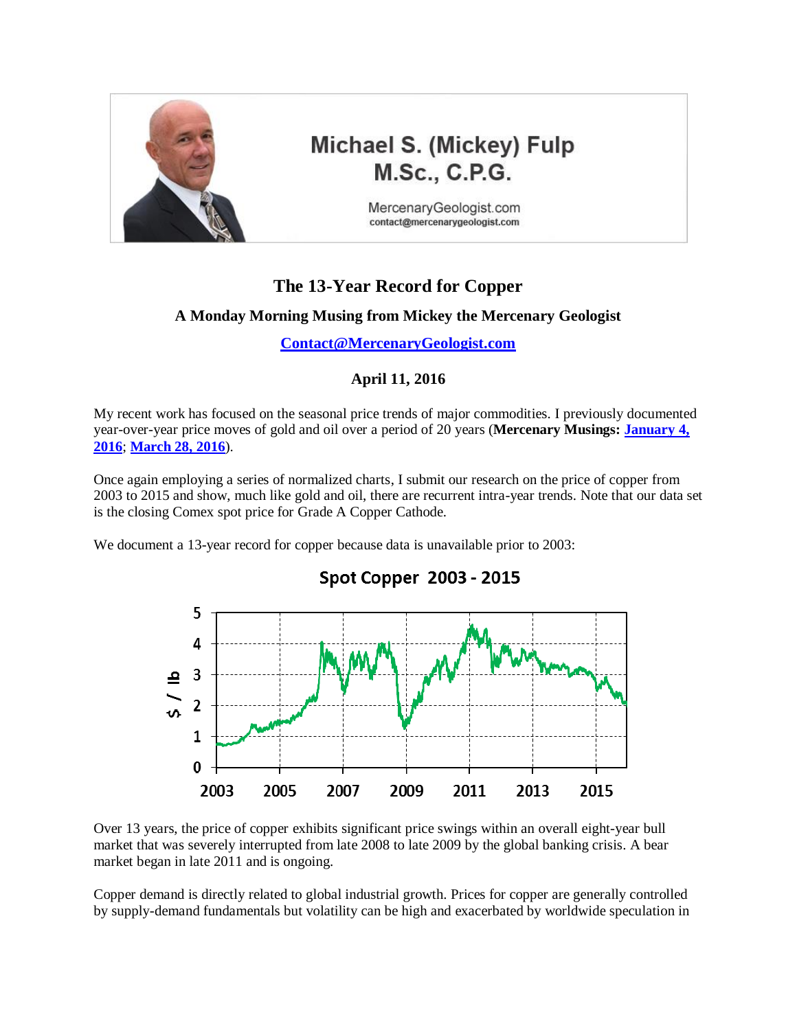Michael S. (Mickey) Fulp
M.Sc., C.P.G.

MercenaryGeologist.com
contact@mercenarygeologist.com

# The 13-Year Record for Copper

### A Monday Morning Musing from Mickey the Mercenary Geologist

**Contact@MercenaryGeologist.com**

**April 11, 2016**

My recent work has focused on the seasonal price trends of major commodities. I previously documented year-over-year price moves of gold and oil over a period of 20 years (**Mercenary Musings: January 4, 2016; March 28, 2016**).

Once again employing a series of normalized charts, I submit our research on the price of copper from 2003 to 2015 and show, much like gold and oil, there are recurrent intra-year trends. Note that our data set is the closing Comex spot price for Grade A Copper Cathode.

We document a 13-year record for copper because data is unavailable prior to 2003:

Spot Copper 2003 - 2015

Over 13 years, the price of copper exhibits significant price swings within an overall eight-year bull market that was severely interrupted from late 2008 to late 2009 by the global banking crisis. A bear market began in late 2011 and is ongoing.

Copper demand is directly related to global industrial growth. Prices for copper are generally controlled by supply-demand fundamentals but volatility can be high and exacerbated by worldwide speculation in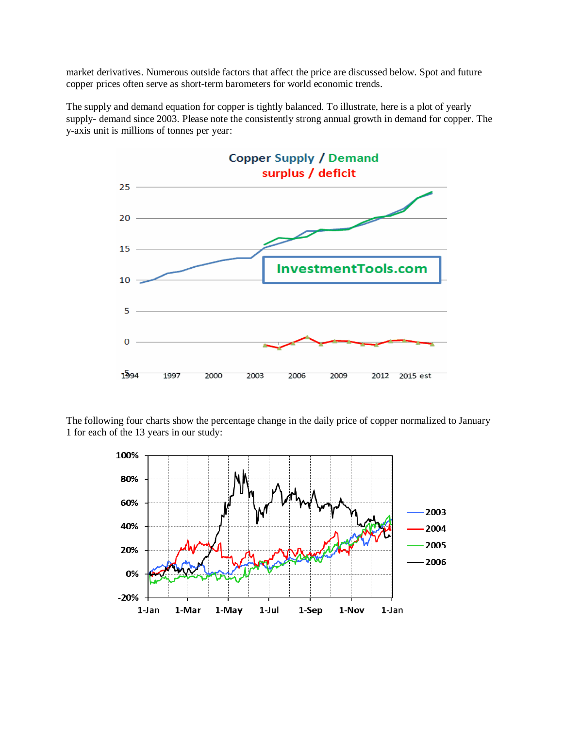market derivatives. Numerous outside factors that affect the price are discussed below. Spot and future copper prices often serve as short-term barometers for world economic trends.

The supply and demand equation for copper is tightly balanced. To illustrate, here is a plot of yearly supply- demand since 2003. Please note the consistently strong annual growth in demand for copper. The y-axis unit is millions of tonnes per year:

The following four charts show the percentage change in the daily price of copper normalized to January 1 for each of the 13 years in our study: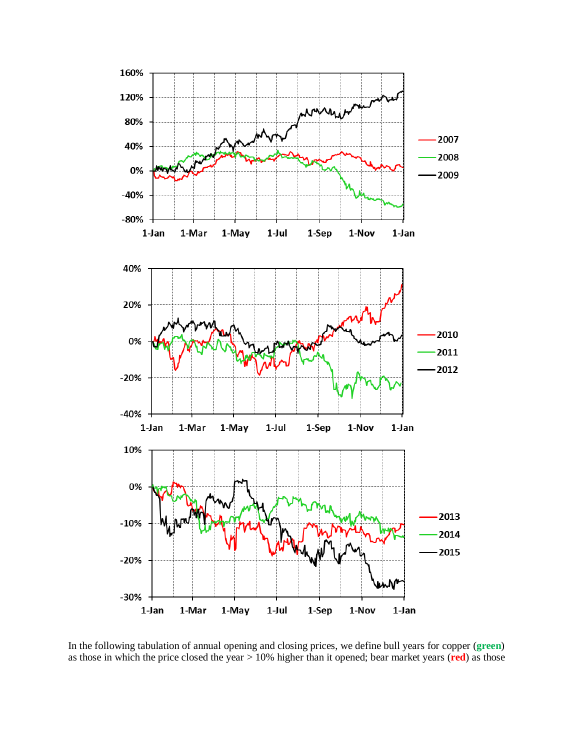In the following tabulation of annual opening and closing prices, we define bull years for copper (**green**) as those in which the price closed the year > 10% higher than it opened; bear market years (**red**) as those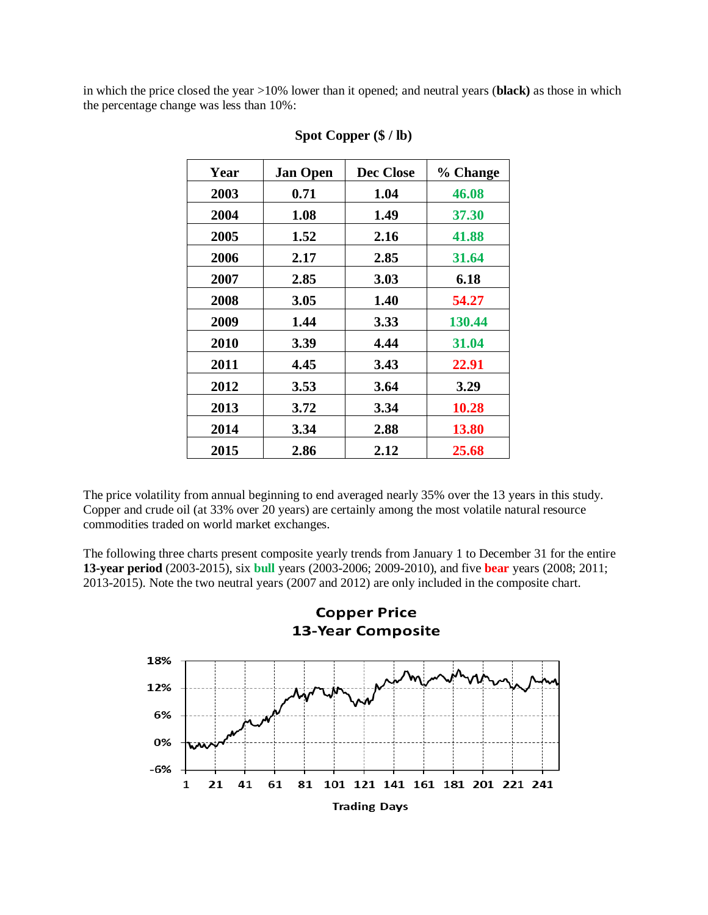in which the price closed the year >10% lower than it opened; and neutral years (**black)** as those in which the percentage change was less than 10%:

**Spot Copper ($ / lb)**

| Year | Jan Open | Dec Close | % Change |
|---|---|---|---|
| 2003 | 0.71 | 1.04 | 46.08 |
| 2004 | 1.08 | 1.49 | 37.30 |
| 2005 | 1.52 | 2.16 | 41.88 |
| 2006 | 2.17 | 2.85 | 31.64 |
| 2007 | 2.85 | 3.03 | 6.18 |
| 2008 | 3.05 | 1.40 | 54.27 |
| 2009 | 1.44 | 3.33 | 130.44 |
| 2010 | 3.39 | 4.44 | 31.04 |
| 2011 | 4.45 | 3.43 | 22.91 |
| 2012 | 3.53 | 3.64 | 3.29 |
| 2013 | 3.72 | 3.34 | 10.28 |
| 2014 | 3.34 | 2.88 | 13.80 |
| 2015 | 2.86 | 2.12 | 25.68 |

The price volatility from annual beginning to end averaged nearly 35% over the 13 years in this study. Copper and crude oil (at 33% over 20 years) are certainly among the most volatile natural resource commodities traded on world market exchanges.

The following three charts present composite yearly trends from January 1 to December 31 for the entire **13-year period** (2003-2015), six **bull** years (2003-2006; 2009-2010), and five **bear** years (2008; 2011; 2013-2015). Note the two neutral years (2007 and 2012) are only included in the composite chart.

**Copper Price**
**13-Year Composite**

Trading Days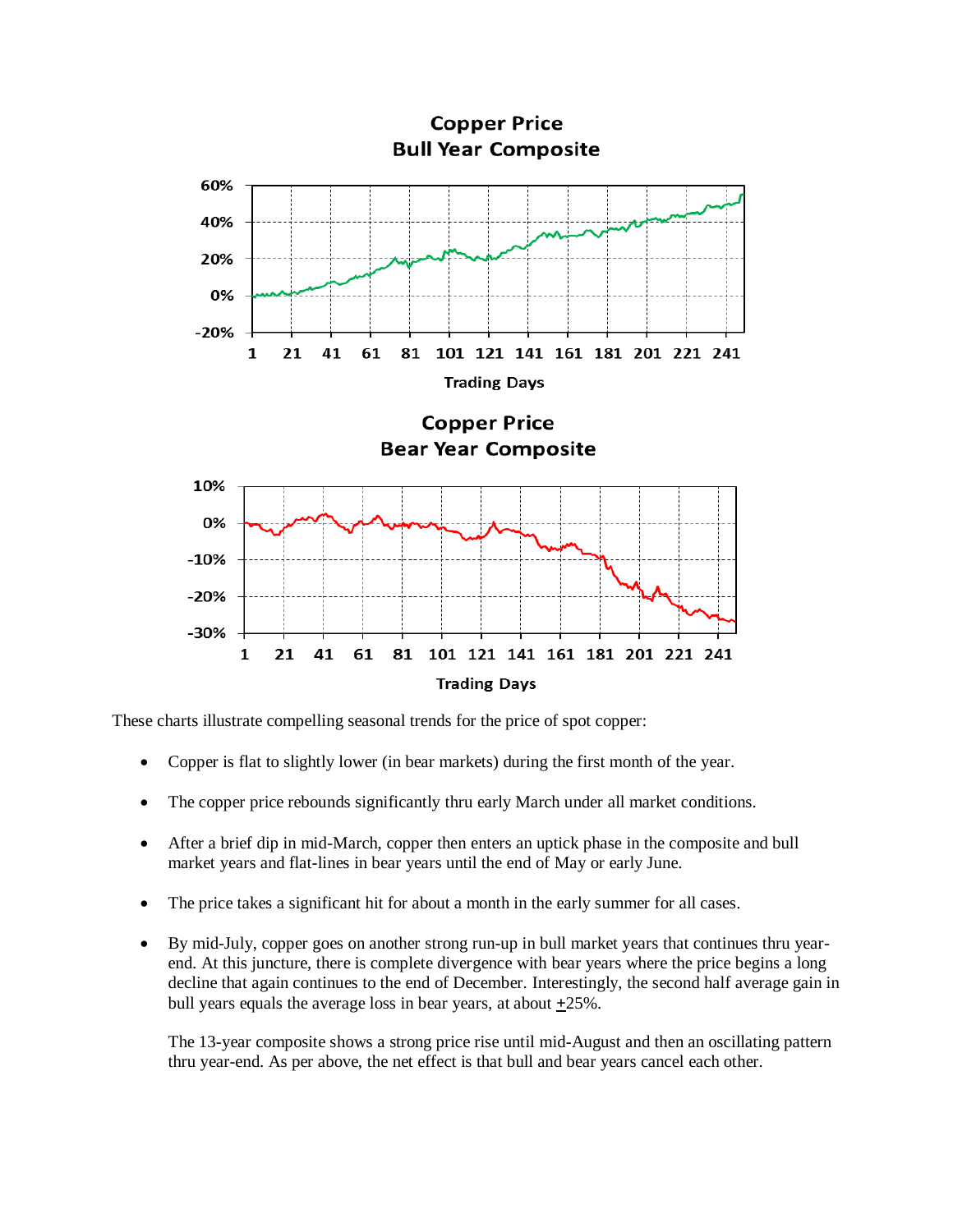These charts illustrate compelling seasonal trends for the price of spot copper:

- Copper is flat to slightly lower (in bear markets) during the first month of the year.
- The copper price rebounds significantly thru early March under all market conditions.
- After a brief dip in mid-March, copper then enters an uptick phase in the composite and bull market years and flat-lines in bear years until the end of May or early June.
- The price takes a significant hit for about a month in the early summer for all cases.
- By mid-July, copper goes on another strong run-up in bull market years that continues thru year-end. At this juncture, there is complete divergence with bear years where the price begins a long decline that again continues to the end of December. Interestingly, the second half average gain in bull years equals the average loss in bear years, at about ±25%.

  The 13-year composite shows a strong price rise until mid-August and then an oscillating pattern thru year-end. As per above, the net effect is that bull and bear years cancel each other.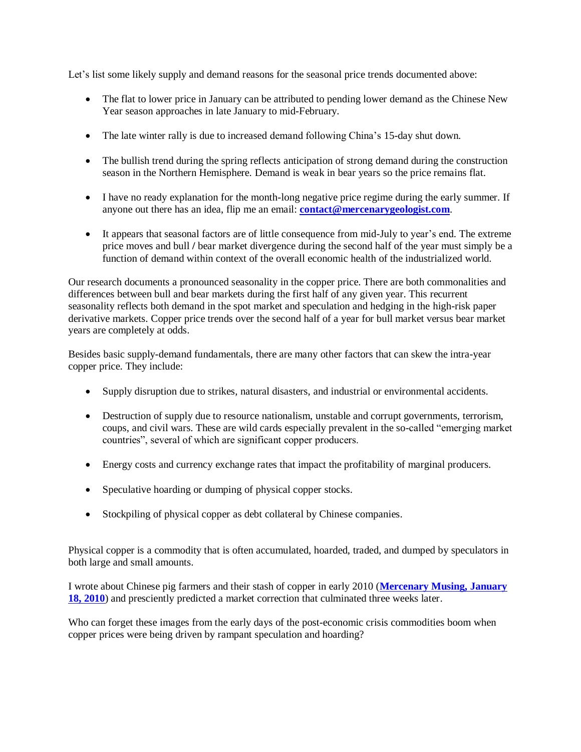Let's list some likely supply and demand reasons for the seasonal price trends documented above:

- The flat to lower price in January can be attributed to pending lower demand as the Chinese New Year season approaches in late January to mid-February.

- The late winter rally is due to increased demand following China's 15-day shut down.

- The bullish trend during the spring reflects anticipation of strong demand during the construction season in the Northern Hemisphere. Demand is weak in bear years so the price remains flat.

- I have no ready explanation for the month-long negative price regime during the early summer. If anyone out there has an idea, flip me an email: **contact@mercenarygeologist.com**.

- It appears that seasonal factors are of little consequence from mid-July to year's end. The extreme price moves and bull / bear market divergence during the second half of the year must simply be a function of demand within context of the overall economic health of the industrialized world.

Our research documents a pronounced seasonality in the copper price. There are both commonalities and differences between bull and bear markets during the first half of any given year. This recurrent seasonality reflects both demand in the spot market and speculation and hedging in the high-risk paper derivative markets. Copper price trends over the second half of a year for bull market versus bear market years are completely at odds.

Besides basic supply-demand fundamentals, there are many other factors that can skew the intra-year copper price. They include:

- Supply disruption due to strikes, natural disasters, and industrial or environmental accidents.

- Destruction of supply due to resource nationalism, unstable and corrupt governments, terrorism, coups, and civil wars. These are wild cards especially prevalent in the so-called "emerging market countries", several of which are significant copper producers.

- Energy costs and currency exchange rates that impact the profitability of marginal producers.

- Speculative hoarding or dumping of physical copper stocks.

- Stockpiling of physical copper as debt collateral by Chinese companies.

Physical copper is a commodity that is often accumulated, hoarded, traded, and dumped by speculators in both large and small amounts.

I wrote about Chinese pig farmers and their stash of copper in early 2010 (**Mercenary Musing, January 18, 2010**) and presciently predicted a market correction that culminated three weeks later.

Who can forget these images from the early days of the post-economic crisis commodities boom when copper prices were being driven by rampant speculation and hoarding?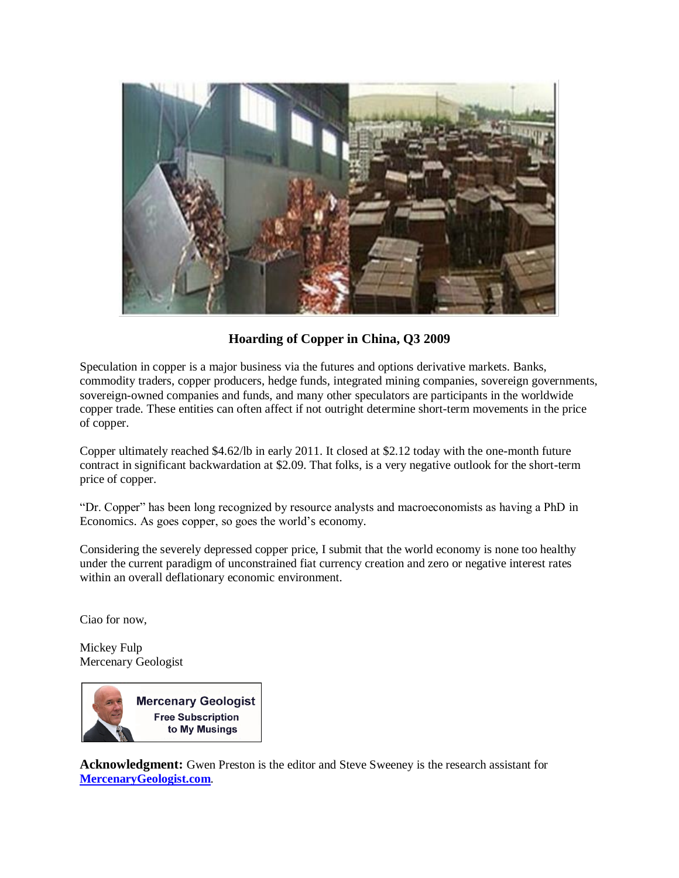**Hoarding of Copper in China, Q3 2009**

Speculation in copper is a major business via the futures and options derivative markets. Banks, commodity traders, copper producers, hedge funds, integrated mining companies, sovereign governments, sovereign-owned companies and funds, and many other speculators are participants in the worldwide copper trade. These entities can often affect if not outright determine short-term movements in the price of copper.

Copper ultimately reached $4.62/lb in early 2011. It closed at $2.12 today with the one-month future contract in significant backwardation at $2.09. That folks, is a very negative outlook for the short-term price of copper.

"Dr. Copper" has been long recognized by resource analysts and macroeconomists as having a PhD in Economics. As goes copper, so goes the world's economy.

Considering the severely depressed copper price, I submit that the world economy is none too healthy under the current paradigm of unconstrained fiat currency creation and zero or negative interest rates within an overall deflationary economic environment.

Ciao for now,

Mickey Fulp
Mercenary Geologist

Mercenary Geologist
Free Subscription to My Musings

**Acknowledgment:** Gwen Preston is the editor and Steve Sweeney is the research assistant for **[MercenaryGeologist.com](MercenaryGeologist.com)**.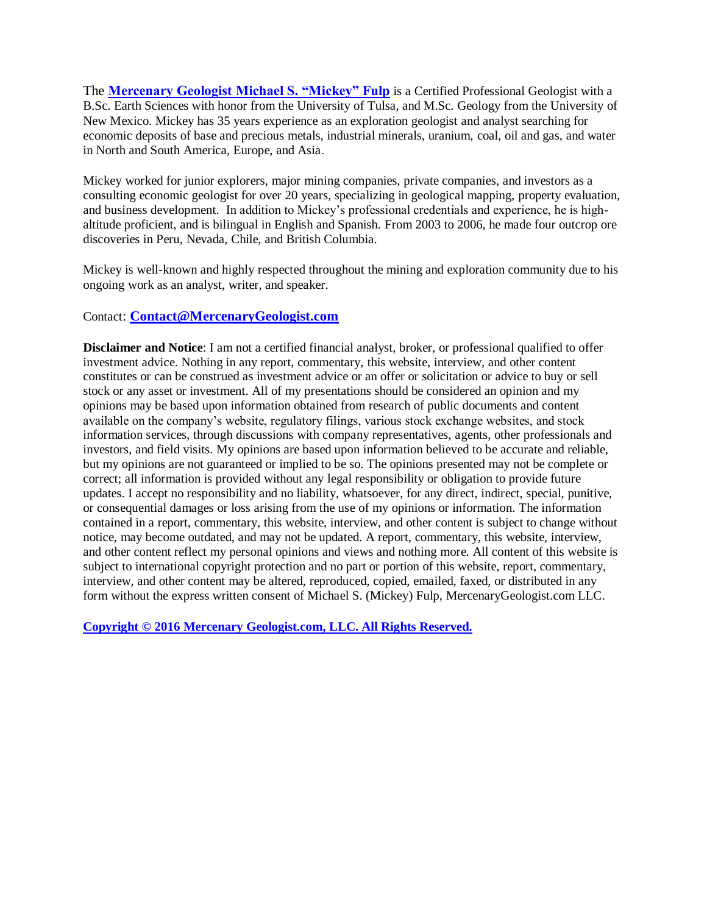The **Mercenary Geologist Michael S. "Mickey" Fulp** is a Certified Professional Geologist with a B.Sc. Earth Sciences with honor from the University of Tulsa, and M.Sc. Geology from the University of New Mexico. Mickey has 35 years experience as an exploration geologist and analyst searching for economic deposits of base and precious metals, industrial minerals, uranium, coal, oil and gas, and water in North and South America, Europe, and Asia.

Mickey worked for junior explorers, major mining companies, private companies, and investors as a consulting economic geologist for over 20 years, specializing in geological mapping, property evaluation, and business development. In addition to Mickey's professional credentials and experience, he is high-altitude proficient, and is bilingual in English and Spanish. From 2003 to 2006, he made four outcrop ore discoveries in Peru, Nevada, Chile, and British Columbia.

Mickey is well-known and highly respected throughout the mining and exploration community due to his ongoing work as an analyst, writer, and speaker.

Contact: **Contact@MercenaryGeologist.com**

**Disclaimer and Notice**: I am not a certified financial analyst, broker, or professional qualified to offer investment advice. Nothing in any report, commentary, this website, interview, and other content constitutes or can be construed as investment advice or an offer or solicitation or advice to buy or sell stock or any asset or investment. All of my presentations should be considered an opinion and my opinions may be based upon information obtained from research of public documents and content available on the company's website, regulatory filings, various stock exchange websites, and stock information services, through discussions with company representatives, agents, other professionals and investors, and field visits. My opinions are based upon information believed to be accurate and reliable, but my opinions are not guaranteed or implied to be so. The opinions presented may not be complete or correct; all information is provided without any legal responsibility or obligation to provide future updates. I accept no responsibility and no liability, whatsoever, for any direct, indirect, special, punitive, or consequential damages or loss arising from the use of my opinions or information. The information contained in a report, commentary, this website, interview, and other content is subject to change without notice, may become outdated, and may not be updated. A report, commentary, this website, interview, and other content reflect my personal opinions and views and nothing more. All content of this website is subject to international copyright protection and no part or portion of this website, report, commentary, interview, and other content may be altered, reproduced, copied, emailed, faxed, or distributed in any form without the express written consent of Michael S. (Mickey) Fulp, MercenaryGeologist.com LLC.

**Copyright © 2016 Mercenary Geologist.com, LLC. All Rights Reserved.**